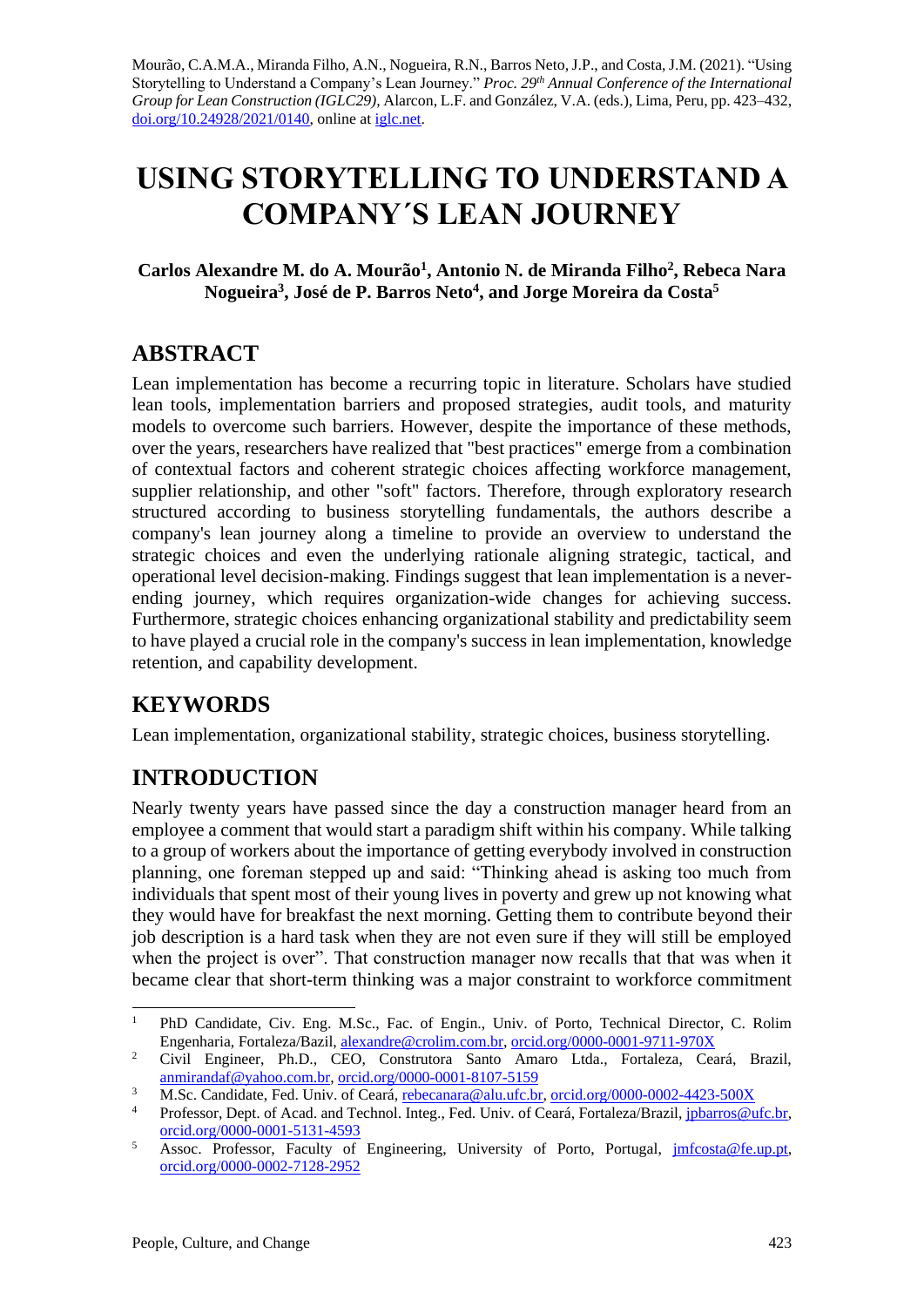Mourão, C.A.M.A., Miranda Filho, A.N., Nogueira, R.N., Barros Neto, J.P., and Costa, J.M. (2021). "Using Storytelling to Understand a Company's Lean Journey." *Proc. 29th Annual Conference of the International Group for Lean Construction (IGLC29),* Alarcon, L.F. and González, V.A. (eds.), Lima, Peru, pp. 423–432, doi.org/10.24928/2021/0140, online at iglc.net.

# USING STORYTELLING TO UNDERSTAND A COMPANY´S LEAN JOURNEY

**Carlos Alexandre M. do A. Mourão[1], Antonio N. de Miranda Filho[2], Rebeca Nara Nogueira[3], José de P. Barros Neto[4], and Jorge Moreira da Costa[5]**

## ABSTRACT

Lean implementation has become a recurring topic in literature. Scholars have studied lean tools, implementation barriers and proposed strategies, audit tools, and maturity models to overcome such barriers. However, despite the importance of these methods, over the years, researchers have realized that "best practices" emerge from a combination of contextual factors and coherent strategic choices affecting workforce management, supplier relationship, and other "soft" factors. Therefore, through exploratory research structured according to business storytelling fundamentals, the authors describe a company's lean journey along a timeline to provide an overview to understand the strategic choices and even the underlying rationale aligning strategic, tactical, and operational level decision-making. Findings suggest that lean implementation is a never-ending journey, which requires organization-wide changes for achieving success. Furthermore, strategic choices enhancing organizational stability and predictability seem to have played a crucial role in the company's success in lean implementation, knowledge retention, and capability development.

## KEYWORDS

Lean implementation, organizational stability, strategic choices, business storytelling.

## INTRODUCTION

Nearly twenty years have passed since the day a construction manager heard from an employee a comment that would start a paradigm shift within his company. While talking to a group of workers about the importance of getting everybody involved in construction planning, one foreman stepped up and said: "Thinking ahead is asking too much from individuals that spent most of their young lives in poverty and grew up not knowing what they would have for breakfast the next morning. Getting them to contribute beyond their job description is a hard task when they are not even sure if they will still be employed when the project is over". That construction manager now recalls that that was when it became clear that short-term thinking was a major constraint to workforce commitment

---

[1] PhD Candidate, Civ. Eng. M.Sc., Fac. of Engin., Univ. of Porto, Technical Director, C. Rolim Engenharia, Fortaleza/Bazil, alexandre@crolim.com.br, orcid.org/0000-0001-9711-970X

[2] Civil Engineer, Ph.D., CEO, Construtora Santo Amaro Ltda., Fortaleza, Ceará, Brazil, anmirandaf@yahoo.com.br, orcid.org/0000-0001-8107-5159

[3] M.Sc. Candidate, Fed. Univ. of Ceará, rebecanara@alu.ufc.br, orcid.org/0000-0002-4423-500X

[4] Professor, Dept. of Acad. and Technol. Integ., Fed. Univ. of Ceará, Fortaleza/Brazil, jpbarros@ufc.br, orcid.org/0000-0001-5131-4593

[5] Assoc. Professor, Faculty of Engineering, University of Porto, Portugal, jmfcosta@fe.up.pt, orcid.org/0000-0002-7128-2952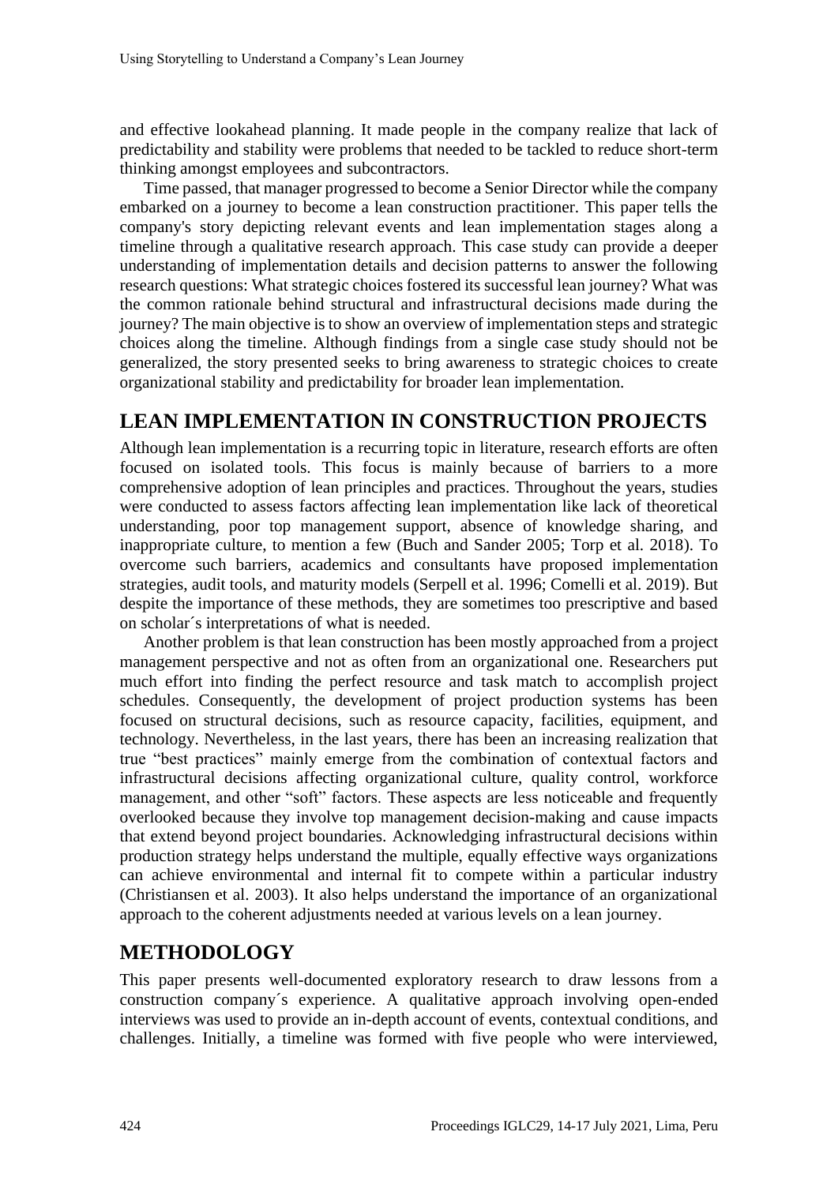and effective lookahead planning. It made people in the company realize that lack of predictability and stability were problems that needed to be tackled to reduce short-term thinking amongst employees and subcontractors.

Time passed, that manager progressed to become a Senior Director while the company embarked on a journey to become a lean construction practitioner. This paper tells the company's story depicting relevant events and lean implementation stages along a timeline through a qualitative research approach. This case study can provide a deeper understanding of implementation details and decision patterns to answer the following research questions: What strategic choices fostered its successful lean journey? What was the common rationale behind structural and infrastructural decisions made during the journey? The main objective is to show an overview of implementation steps and strategic choices along the timeline. Although findings from a single case study should not be generalized, the story presented seeks to bring awareness to strategic choices to create organizational stability and predictability for broader lean implementation.

## LEAN IMPLEMENTATION IN CONSTRUCTION PROJECTS

Although lean implementation is a recurring topic in literature, research efforts are often focused on isolated tools. This focus is mainly because of barriers to a more comprehensive adoption of lean principles and practices. Throughout the years, studies were conducted to assess factors affecting lean implementation like lack of theoretical understanding, poor top management support, absence of knowledge sharing, and inappropriate culture, to mention a few (Buch and Sander 2005; Torp et al. 2018). To overcome such barriers, academics and consultants have proposed implementation strategies, audit tools, and maturity models (Serpell et al. 1996; Comelli et al. 2019). But despite the importance of these methods, they are sometimes too prescriptive and based on scholar´s interpretations of what is needed.

Another problem is that lean construction has been mostly approached from a project management perspective and not as often from an organizational one. Researchers put much effort into finding the perfect resource and task match to accomplish project schedules. Consequently, the development of project production systems has been focused on structural decisions, such as resource capacity, facilities, equipment, and technology. Nevertheless, in the last years, there has been an increasing realization that true "best practices" mainly emerge from the combination of contextual factors and infrastructural decisions affecting organizational culture, quality control, workforce management, and other "soft" factors. These aspects are less noticeable and frequently overlooked because they involve top management decision-making and cause impacts that extend beyond project boundaries. Acknowledging infrastructural decisions within production strategy helps understand the multiple, equally effective ways organizations can achieve environmental and internal fit to compete within a particular industry (Christiansen et al. 2003). It also helps understand the importance of an organizational approach to the coherent adjustments needed at various levels on a lean journey.

## METHODOLOGY

This paper presents well-documented exploratory research to draw lessons from a construction company´s experience. A qualitative approach involving open-ended interviews was used to provide an in-depth account of events, contextual conditions, and challenges. Initially, a timeline was formed with five people who were interviewed,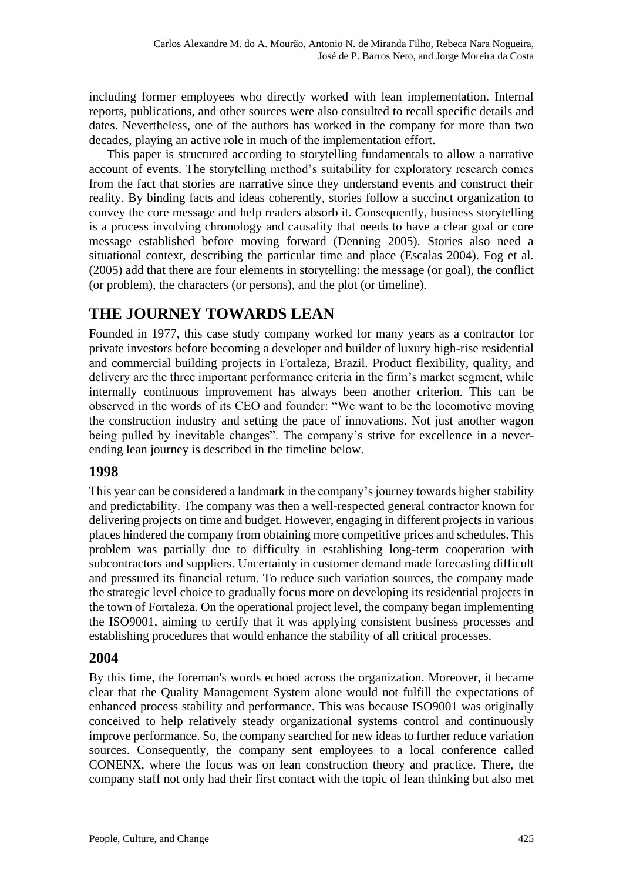including former employees who directly worked with lean implementation. Internal reports, publications, and other sources were also consulted to recall specific details and dates. Nevertheless, one of the authors has worked in the company for more than two decades, playing an active role in much of the implementation effort.

This paper is structured according to storytelling fundamentals to allow a narrative account of events. The storytelling method's suitability for exploratory research comes from the fact that stories are narrative since they understand events and construct their reality. By binding facts and ideas coherently, stories follow a succinct organization to convey the core message and help readers absorb it. Consequently, business storytelling is a process involving chronology and causality that needs to have a clear goal or core message established before moving forward (Denning 2005). Stories also need a situational context, describing the particular time and place (Escalas 2004). Fog et al. (2005) add that there are four elements in storytelling: the message (or goal), the conflict (or problem), the characters (or persons), and the plot (or timeline).

## THE JOURNEY TOWARDS LEAN

Founded in 1977, this case study company worked for many years as a contractor for private investors before becoming a developer and builder of luxury high-rise residential and commercial building projects in Fortaleza, Brazil. Product flexibility, quality, and delivery are the three important performance criteria in the firm's market segment, while internally continuous improvement has always been another criterion. This can be observed in the words of its CEO and founder: "We want to be the locomotive moving the construction industry and setting the pace of innovations. Not just another wagon being pulled by inevitable changes". The company's strive for excellence in a never-ending lean journey is described in the timeline below.

### 1998

This year can be considered a landmark in the company's journey towards higher stability and predictability. The company was then a well-respected general contractor known for delivering projects on time and budget. However, engaging in different projects in various places hindered the company from obtaining more competitive prices and schedules. This problem was partially due to difficulty in establishing long-term cooperation with subcontractors and suppliers. Uncertainty in customer demand made forecasting difficult and pressured its financial return. To reduce such variation sources, the company made the strategic level choice to gradually focus more on developing its residential projects in the town of Fortaleza. On the operational project level, the company began implementing the ISO9001, aiming to certify that it was applying consistent business processes and establishing procedures that would enhance the stability of all critical processes.

### 2004

By this time, the foreman's words echoed across the organization. Moreover, it became clear that the Quality Management System alone would not fulfill the expectations of enhanced process stability and performance. This was because ISO9001 was originally conceived to help relatively steady organizational systems control and continuously improve performance. So, the company searched for new ideas to further reduce variation sources. Consequently, the company sent employees to a local conference called CONENX, where the focus was on lean construction theory and practice. There, the company staff not only had their first contact with the topic of lean thinking but also met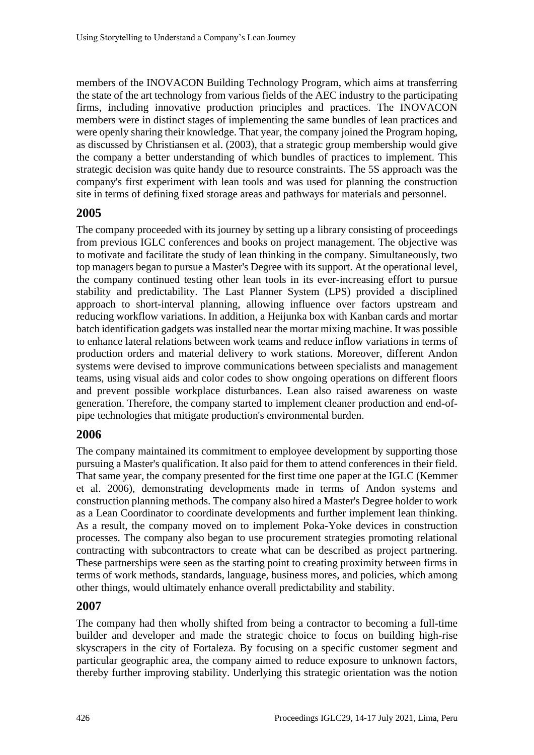members of the INOVACON Building Technology Program, which aims at transferring the state of the art technology from various fields of the AEC industry to the participating firms, including innovative production principles and practices. The INOVACON members were in distinct stages of implementing the same bundles of lean practices and were openly sharing their knowledge. That year, the company joined the Program hoping, as discussed by Christiansen et al. (2003), that a strategic group membership would give the company a better understanding of which bundles of practices to implement. This strategic decision was quite handy due to resource constraints. The 5S approach was the company's first experiment with lean tools and was used for planning the construction site in terms of defining fixed storage areas and pathways for materials and personnel.

## 2005

The company proceeded with its journey by setting up a library consisting of proceedings from previous IGLC conferences and books on project management. The objective was to motivate and facilitate the study of lean thinking in the company. Simultaneously, two top managers began to pursue a Master's Degree with its support. At the operational level, the company continued testing other lean tools in its ever-increasing effort to pursue stability and predictability. The Last Planner System (LPS) provided a disciplined approach to short-interval planning, allowing influence over factors upstream and reducing workflow variations. In addition, a Heijunka box with Kanban cards and mortar batch identification gadgets was installed near the mortar mixing machine. It was possible to enhance lateral relations between work teams and reduce inflow variations in terms of production orders and material delivery to work stations. Moreover, different Andon systems were devised to improve communications between specialists and management teams, using visual aids and color codes to show ongoing operations on different floors and prevent possible workplace disturbances. Lean also raised awareness on waste generation. Therefore, the company started to implement cleaner production and end-of-pipe technologies that mitigate production's environmental burden.

## 2006

The company maintained its commitment to employee development by supporting those pursuing a Master's qualification. It also paid for them to attend conferences in their field. That same year, the company presented for the first time one paper at the IGLC (Kemmer et al. 2006), demonstrating developments made in terms of Andon systems and construction planning methods. The company also hired a Master's Degree holder to work as a Lean Coordinator to coordinate developments and further implement lean thinking. As a result, the company moved on to implement Poka-Yoke devices in construction processes. The company also began to use procurement strategies promoting relational contracting with subcontractors to create what can be described as project partnering. These partnerships were seen as the starting point to creating proximity between firms in terms of work methods, standards, language, business mores, and policies, which among other things, would ultimately enhance overall predictability and stability.

## 2007

The company had then wholly shifted from being a contractor to becoming a full-time builder and developer and made the strategic choice to focus on building high-rise skyscrapers in the city of Fortaleza. By focusing on a specific customer segment and particular geographic area, the company aimed to reduce exposure to unknown factors, thereby further improving stability. Underlying this strategic orientation was the notion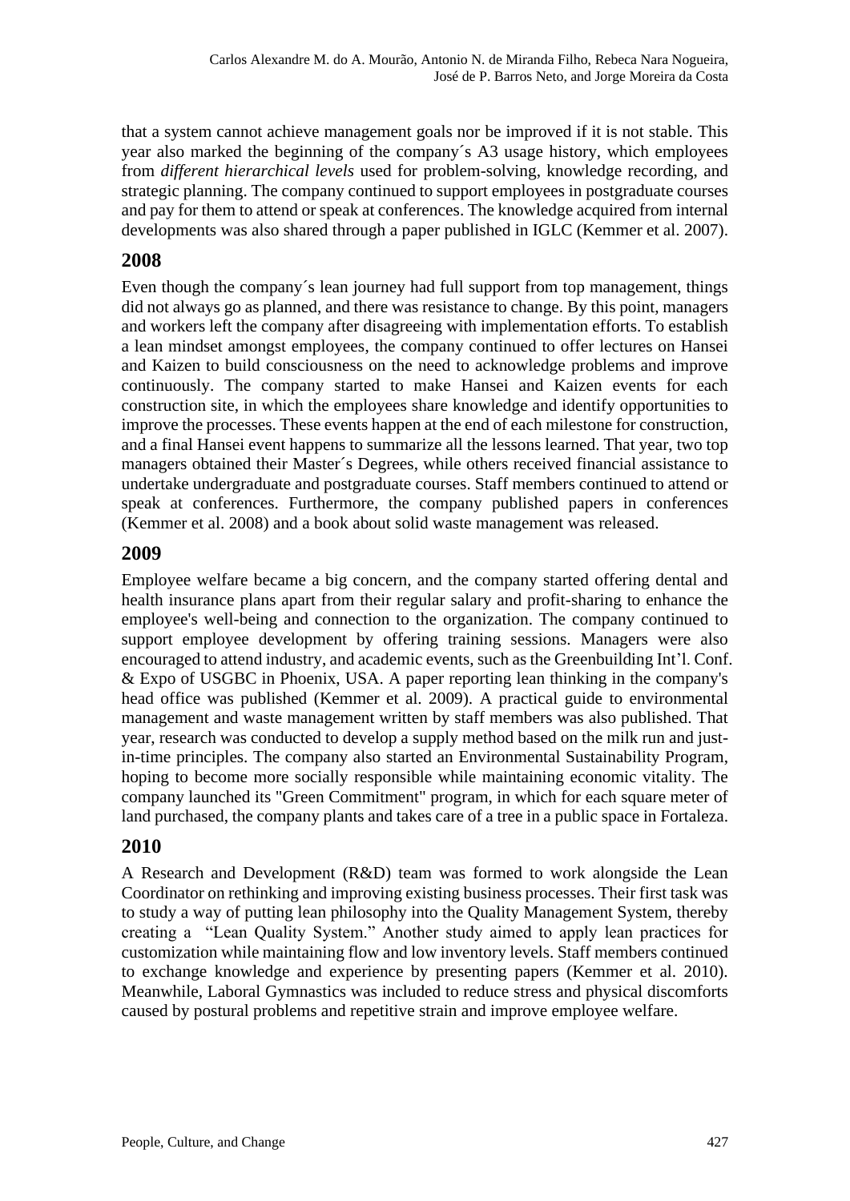that a system cannot achieve management goals nor be improved if it is not stable. This year also marked the beginning of the company´s A3 usage history, which employees from *different hierarchical levels* used for problem-solving, knowledge recording, and strategic planning. The company continued to support employees in postgraduate courses and pay for them to attend or speak at conferences. The knowledge acquired from internal developments was also shared through a paper published in IGLC (Kemmer et al. 2007).

## 2008

Even though the company´s lean journey had full support from top management, things did not always go as planned, and there was resistance to change. By this point, managers and workers left the company after disagreeing with implementation efforts. To establish a lean mindset amongst employees, the company continued to offer lectures on Hansei and Kaizen to build consciousness on the need to acknowledge problems and improve continuously. The company started to make Hansei and Kaizen events for each construction site, in which the employees share knowledge and identify opportunities to improve the processes. These events happen at the end of each milestone for construction, and a final Hansei event happens to summarize all the lessons learned. That year, two top managers obtained their Master´s Degrees, while others received financial assistance to undertake undergraduate and postgraduate courses. Staff members continued to attend or speak at conferences. Furthermore, the company published papers in conferences (Kemmer et al. 2008) and a book about solid waste management was released.

## 2009

Employee welfare became a big concern, and the company started offering dental and health insurance plans apart from their regular salary and profit-sharing to enhance the employee's well-being and connection to the organization. The company continued to support employee development by offering training sessions. Managers were also encouraged to attend industry, and academic events, such as the Greenbuilding Int'l. Conf. & Expo of USGBC in Phoenix, USA. A paper reporting lean thinking in the company's head office was published (Kemmer et al. 2009). A practical guide to environmental management and waste management written by staff members was also published. That year, research was conducted to develop a supply method based on the milk run and just-in-time principles. The company also started an Environmental Sustainability Program, hoping to become more socially responsible while maintaining economic vitality. The company launched its "Green Commitment" program, in which for each square meter of land purchased, the company plants and takes care of a tree in a public space in Fortaleza.

## 2010

A Research and Development (R&D) team was formed to work alongside the Lean Coordinator on rethinking and improving existing business processes. Their first task was to study a way of putting lean philosophy into the Quality Management System, thereby creating a "Lean Quality System." Another study aimed to apply lean practices for customization while maintaining flow and low inventory levels. Staff members continued to exchange knowledge and experience by presenting papers (Kemmer et al. 2010). Meanwhile, Laboral Gymnastics was included to reduce stress and physical discomforts caused by postural problems and repetitive strain and improve employee welfare.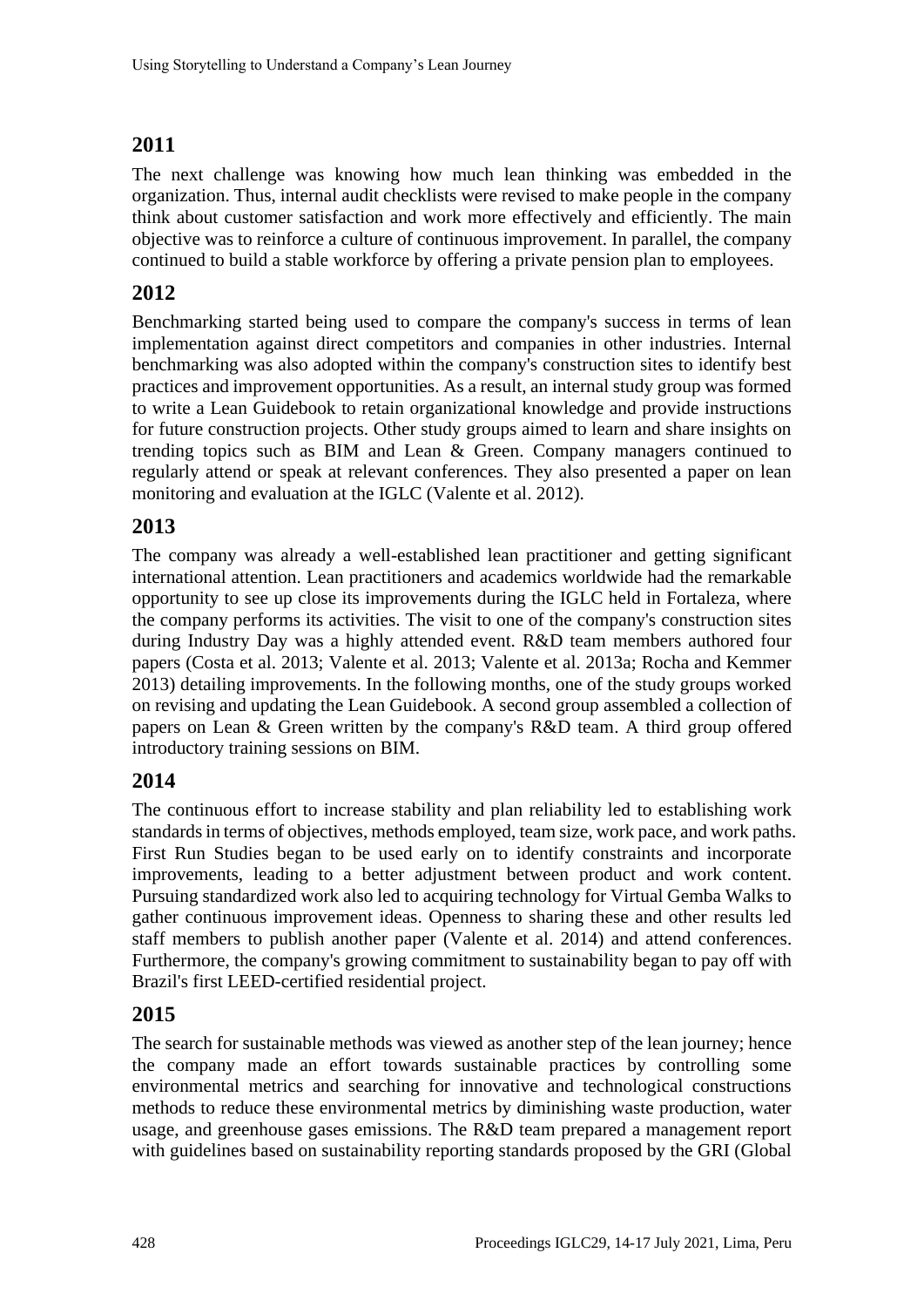## 2011

The next challenge was knowing how much lean thinking was embedded in the organization. Thus, internal audit checklists were revised to make people in the company think about customer satisfaction and work more effectively and efficiently. The main objective was to reinforce a culture of continuous improvement. In parallel, the company continued to build a stable workforce by offering a private pension plan to employees.

## 2012

Benchmarking started being used to compare the company's success in terms of lean implementation against direct competitors and companies in other industries. Internal benchmarking was also adopted within the company's construction sites to identify best practices and improvement opportunities. As a result, an internal study group was formed to write a Lean Guidebook to retain organizational knowledge and provide instructions for future construction projects. Other study groups aimed to learn and share insights on trending topics such as BIM and Lean & Green. Company managers continued to regularly attend or speak at relevant conferences. They also presented a paper on lean monitoring and evaluation at the IGLC (Valente et al. 2012).

## 2013

The company was already a well-established lean practitioner and getting significant international attention. Lean practitioners and academics worldwide had the remarkable opportunity to see up close its improvements during the IGLC held in Fortaleza, where the company performs its activities. The visit to one of the company's construction sites during Industry Day was a highly attended event. R&D team members authored four papers (Costa et al. 2013; Valente et al. 2013; Valente et al. 2013a; Rocha and Kemmer 2013) detailing improvements. In the following months, one of the study groups worked on revising and updating the Lean Guidebook. A second group assembled a collection of papers on Lean & Green written by the company's R&D team. A third group offered introductory training sessions on BIM.

## 2014

The continuous effort to increase stability and plan reliability led to establishing work standards in terms of objectives, methods employed, team size, work pace, and work paths. First Run Studies began to be used early on to identify constraints and incorporate improvements, leading to a better adjustment between product and work content. Pursuing standardized work also led to acquiring technology for Virtual Gemba Walks to gather continuous improvement ideas. Openness to sharing these and other results led staff members to publish another paper (Valente et al. 2014) and attend conferences. Furthermore, the company's growing commitment to sustainability began to pay off with Brazil's first LEED-certified residential project.

## 2015

The search for sustainable methods was viewed as another step of the lean journey; hence the company made an effort towards sustainable practices by controlling some environmental metrics and searching for innovative and technological constructions methods to reduce these environmental metrics by diminishing waste production, water usage, and greenhouse gases emissions. The R&D team prepared a management report with guidelines based on sustainability reporting standards proposed by the GRI (Global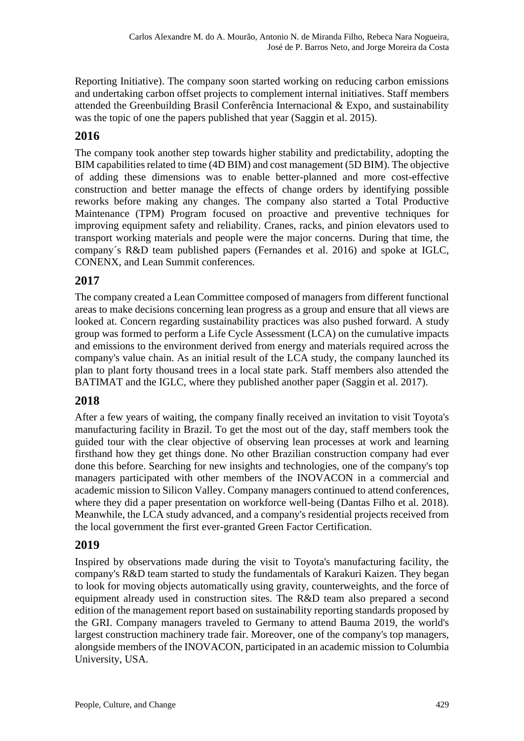Reporting Initiative). The company soon started working on reducing carbon emissions and undertaking carbon offset projects to complement internal initiatives. Staff members attended the Greenbuilding Brasil Conferência Internacional & Expo, and sustainability was the topic of one the papers published that year (Saggin et al. 2015).

## 2016

The company took another step towards higher stability and predictability, adopting the BIM capabilities related to time (4D BIM) and cost management (5D BIM). The objective of adding these dimensions was to enable better-planned and more cost-effective construction and better manage the effects of change orders by identifying possible reworks before making any changes. The company also started a Total Productive Maintenance (TPM) Program focused on proactive and preventive techniques for improving equipment safety and reliability. Cranes, racks, and pinion elevators used to transport working materials and people were the major concerns. During that time, the company´s R&D team published papers (Fernandes et al. 2016) and spoke at IGLC, CONENX, and Lean Summit conferences.

## 2017

The company created a Lean Committee composed of managers from different functional areas to make decisions concerning lean progress as a group and ensure that all views are looked at. Concern regarding sustainability practices was also pushed forward. A study group was formed to perform a Life Cycle Assessment (LCA) on the cumulative impacts and emissions to the environment derived from energy and materials required across the company's value chain. As an initial result of the LCA study, the company launched its plan to plant forty thousand trees in a local state park. Staff members also attended the BATIMAT and the IGLC, where they published another paper (Saggin et al. 2017).

## 2018

After a few years of waiting, the company finally received an invitation to visit Toyota's manufacturing facility in Brazil. To get the most out of the day, staff members took the guided tour with the clear objective of observing lean processes at work and learning firsthand how they get things done. No other Brazilian construction company had ever done this before. Searching for new insights and technologies, one of the company's top managers participated with other members of the INOVACON in a commercial and academic mission to Silicon Valley. Company managers continued to attend conferences, where they did a paper presentation on workforce well-being (Dantas Filho et al. 2018). Meanwhile, the LCA study advanced, and a company's residential projects received from the local government the first ever-granted Green Factor Certification.

## 2019

Inspired by observations made during the visit to Toyota's manufacturing facility, the company's R&D team started to study the fundamentals of Karakuri Kaizen. They began to look for moving objects automatically using gravity, counterweights, and the force of equipment already used in construction sites. The R&D team also prepared a second edition of the management report based on sustainability reporting standards proposed by the GRI. Company managers traveled to Germany to attend Bauma 2019, the world's largest construction machinery trade fair. Moreover, one of the company's top managers, alongside members of the INOVACON, participated in an academic mission to Columbia University, USA.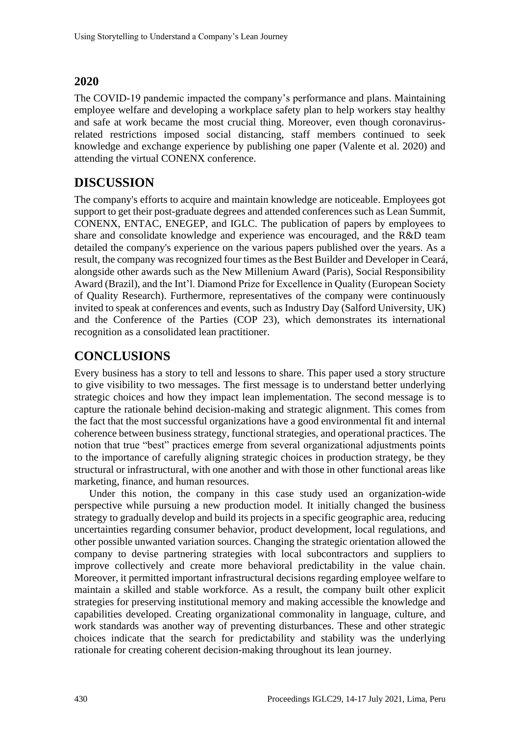## 2020

The COVID-19 pandemic impacted the company's performance and plans. Maintaining employee welfare and developing a workplace safety plan to help workers stay healthy and safe at work became the most crucial thing. Moreover, even though coronavirus-related restrictions imposed social distancing, staff members continued to seek knowledge and exchange experience by publishing one paper (Valente et al. 2020) and attending the virtual CONENX conference.

# DISCUSSION

The company's efforts to acquire and maintain knowledge are noticeable. Employees got support to get their post-graduate degrees and attended conferences such as Lean Summit, CONENX, ENTAC, ENEGEP, and IGLC. The publication of papers by employees to share and consolidate knowledge and experience was encouraged, and the R&D team detailed the company's experience on the various papers published over the years. As a result, the company was recognized four times as the Best Builder and Developer in Ceará, alongside other awards such as the New Millenium Award (Paris), Social Responsibility Award (Brazil), and the Int'l. Diamond Prize for Excellence in Quality (European Society of Quality Research). Furthermore, representatives of the company were continuously invited to speak at conferences and events, such as Industry Day (Salford University, UK) and the Conference of the Parties (COP 23), which demonstrates its international recognition as a consolidated lean practitioner.

# CONCLUSIONS

Every business has a story to tell and lessons to share. This paper used a story structure to give visibility to two messages. The first message is to understand better underlying strategic choices and how they impact lean implementation. The second message is to capture the rationale behind decision-making and strategic alignment. This comes from the fact that the most successful organizations have a good environmental fit and internal coherence between business strategy, functional strategies, and operational practices. The notion that true "best" practices emerge from several organizational adjustments points to the importance of carefully aligning strategic choices in production strategy, be they structural or infrastructural, with one another and with those in other functional areas like marketing, finance, and human resources.

Under this notion, the company in this case study used an organization-wide perspective while pursuing a new production model. It initially changed the business strategy to gradually develop and build its projects in a specific geographic area, reducing uncertainties regarding consumer behavior, product development, local regulations, and other possible unwanted variation sources. Changing the strategic orientation allowed the company to devise partnering strategies with local subcontractors and suppliers to improve collectively and create more behavioral predictability in the value chain. Moreover, it permitted important infrastructural decisions regarding employee welfare to maintain a skilled and stable workforce. As a result, the company built other explicit strategies for preserving institutional memory and making accessible the knowledge and capabilities developed. Creating organizational commonality in language, culture, and work standards was another way of preventing disturbances. These and other strategic choices indicate that the search for predictability and stability was the underlying rationale for creating coherent decision-making throughout its lean journey.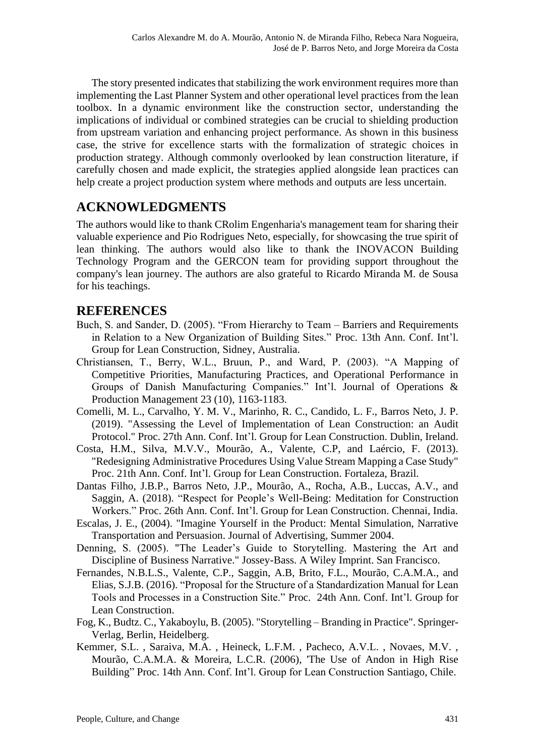The story presented indicates that stabilizing the work environment requires more than implementing the Last Planner System and other operational level practices from the lean toolbox. In a dynamic environment like the construction sector, understanding the implications of individual or combined strategies can be crucial to shielding production from upstream variation and enhancing project performance. As shown in this business case, the strive for excellence starts with the formalization of strategic choices in production strategy. Although commonly overlooked by lean construction literature, if carefully chosen and made explicit, the strategies applied alongside lean practices can help create a project production system where methods and outputs are less uncertain.

## ACKNOWLEDGMENTS

The authors would like to thank CRolim Engenharia's management team for sharing their valuable experience and Pio Rodrigues Neto, especially, for showcasing the true spirit of lean thinking. The authors would also like to thank the INOVACON Building Technology Program and the GERCON team for providing support throughout the company's lean journey. The authors are also grateful to Ricardo Miranda M. de Sousa for his teachings.

## REFERENCES

Buch, S. and Sander, D. (2005). "From Hierarchy to Team – Barriers and Requirements in Relation to a New Organization of Building Sites." Proc. 13th Ann. Conf. Int'l. Group for Lean Construction, Sidney, Australia.

Christiansen, T., Berry, W.L., Bruun, P., and Ward, P. (2003). "A Mapping of Competitive Priorities, Manufacturing Practices, and Operational Performance in Groups of Danish Manufacturing Companies." Int'l. Journal of Operations & Production Management 23 (10), 1163-1183.

Comelli, M. L., Carvalho, Y. M. V., Marinho, R. C., Candido, L. F., Barros Neto, J. P. (2019). "Assessing the Level of Implementation of Lean Construction: an Audit Protocol." Proc. 27th Ann. Conf. Int'l. Group for Lean Construction. Dublin, Ireland.

Costa, H.M., Silva, M.V.V., Mourão, A., Valente, C.P, and Laércio, F. (2013). "Redesigning Administrative Procedures Using Value Stream Mapping a Case Study" Proc. 21th Ann. Conf. Int'l. Group for Lean Construction. Fortaleza, Brazil.

Dantas Filho, J.B.P., Barros Neto, J.P., Mourão, A., Rocha, A.B., Luccas, A.V., and Saggin, A. (2018). "Respect for People's Well-Being: Meditation for Construction Workers." Proc. 26th Ann. Conf. Int'l. Group for Lean Construction. Chennai, India.

Escalas, J. E., (2004). "Imagine Yourself in the Product: Mental Simulation, Narrative Transportation and Persuasion. Journal of Advertising, Summer 2004.

Denning, S. (2005). "The Leader's Guide to Storytelling. Mastering the Art and Discipline of Business Narrative." Jossey-Bass. A Wiley Imprint. San Francisco.

Fernandes, N.B.L.S., Valente, C.P., Saggin, A.B, Brito, F.L., Mourão, C.A.M.A., and Elias, S.J.B. (2016). "Proposal for the Structure of a Standardization Manual for Lean Tools and Processes in a Construction Site." Proc. 24th Ann. Conf. Int'l. Group for Lean Construction.

Fog, K., Budtz. C., Yakaboylu, B. (2005). "Storytelling – Branding in Practice". Springer-Verlag, Berlin, Heidelberg.

Kemmer, S.L. , Saraiva, M.A. , Heineck, L.F.M. , Pacheco, A.V.L. , Novaes, M.V. , Mourão, C.A.M.A. & Moreira, L.C.R. (2006), 'The Use of Andon in High Rise Building" Proc. 14th Ann. Conf. Int'l. Group for Lean Construction Santiago, Chile.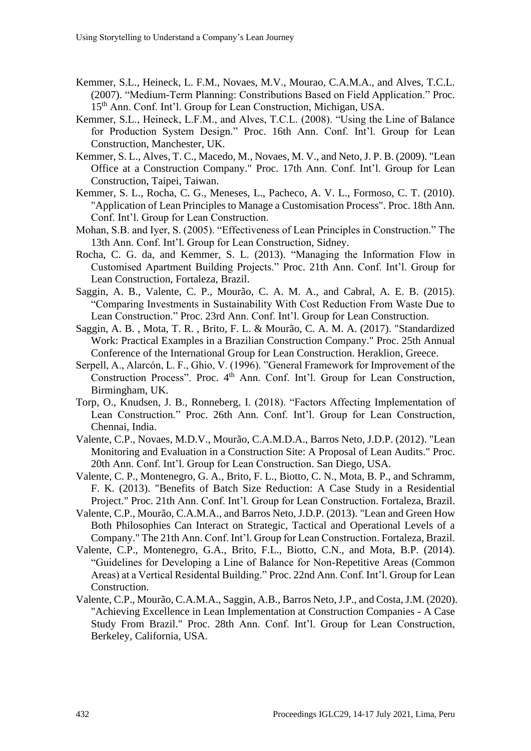Kemmer, S.L., Heineck, L. F.M., Novaes, M.V., Mourao, C.A.M.A., and Alves, T.C.L. (2007). "Medium-Term Planning: Constributions Based on Field Application." Proc. 15th Ann. Conf. Int'l. Group for Lean Construction, Michigan, USA.

Kemmer, S.L., Heineck, L.F.M., and Alves, T.C.L. (2008). "Using the Line of Balance for Production System Design." Proc. 16th Ann. Conf. Int'l. Group for Lean Construction, Manchester, UK.

Kemmer, S. L., Alves, T. C., Macedo, M., Novaes, M. V., and Neto, J. P. B. (2009). "Lean Office at a Construction Company." Proc. 17th Ann. Conf. Int'l. Group for Lean Construction, Taipei, Taiwan.

Kemmer, S. L., Rocha, C. G., Meneses, L., Pacheco, A. V. L., Formoso, C. T. (2010). "Application of Lean Principles to Manage a Customisation Process". Proc. 18th Ann. Conf. Int'l. Group for Lean Construction.

Mohan, S.B. and Iyer, S. (2005). "Effectiveness of Lean Principles in Construction." The 13th Ann. Conf. Int'l. Group for Lean Construction, Sidney.

Rocha, C. G. da, and Kemmer, S. L. (2013). "Managing the Information Flow in Customised Apartment Building Projects." Proc. 21th Ann. Conf. Int'l. Group for Lean Construction, Fortaleza, Brazil.

Saggin, A. B., Valente, C. P., Mourão, C. A. M. A., and Cabral, A. E. B. (2015). "Comparing Investments in Sustainability With Cost Reduction From Waste Due to Lean Construction." Proc. 23rd Ann. Conf. Int'l. Group for Lean Construction.

Saggin, A. B. , Mota, T. R. , Brito, F. L. & Mourão, C. A. M. A. (2017). "Standardized Work: Practical Examples in a Brazilian Construction Company." Proc. 25th Annual Conference of the International Group for Lean Construction. Heraklion, Greece.

Serpell, A., Alarcón, L. F., Ghio, V. (1996). "General Framework for Improvement of the Construction Process". Proc. 4th Ann. Conf. Int'l. Group for Lean Construction, Birmingham, UK.

Torp, O., Knudsen, J. B., Ronneberg, I. (2018). "Factors Affecting Implementation of Lean Construction." Proc. 26th Ann. Conf. Int'l. Group for Lean Construction, Chennai, India.

Valente, C.P., Novaes, M.D.V., Mourão, C.A.M.D.A., Barros Neto, J.D.P. (2012). "Lean Monitoring and Evaluation in a Construction Site: A Proposal of Lean Audits." Proc. 20th Ann. Conf. Int'l. Group for Lean Construction. San Diego, USA.

Valente, C. P., Montenegro, G. A., Brito, F. L., Biotto, C. N., Mota, B. P., and Schramm, F. K. (2013). "Benefits of Batch Size Reduction: A Case Study in a Residential Project." Proc. 21th Ann. Conf. Int'l. Group for Lean Construction. Fortaleza, Brazil.

Valente, C.P., Mourão, C.A.M.A., and Barros Neto, J.D.P. (2013). "Lean and Green How Both Philosophies Can Interact on Strategic, Tactical and Operational Levels of a Company." The 21th Ann. Conf. Int'l. Group for Lean Construction. Fortaleza, Brazil.

Valente, C.P., Montenegro, G.A., Brito, F.L., Biotto, C.N., and Mota, B.P. (2014). "Guidelines for Developing a Line of Balance for Non-Repetitive Areas (Common Areas) at a Vertical Residental Building." Proc. 22nd Ann. Conf. Int'l. Group for Lean Construction.

Valente, C.P., Mourão, C.A.M.A., Saggin, A.B., Barros Neto, J.P., and Costa, J.M. (2020). "Achieving Excellence in Lean Implementation at Construction Companies - A Case Study From Brazil." Proc. 28th Ann. Conf. Int'l. Group for Lean Construction, Berkeley, California, USA.